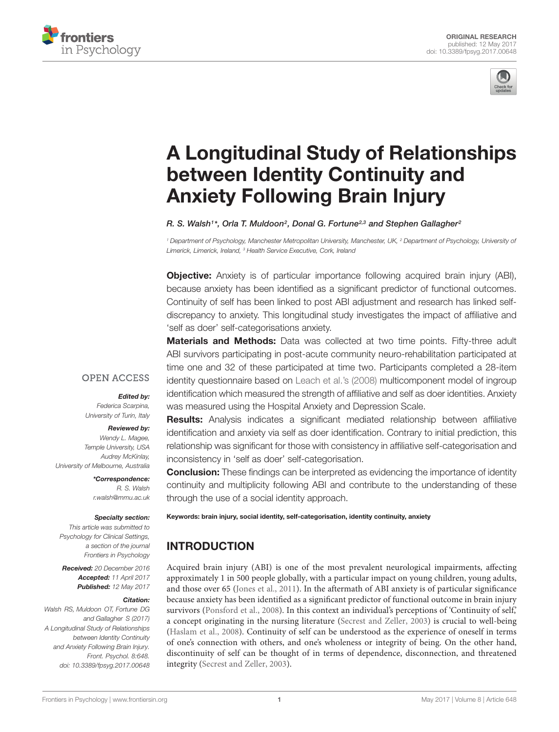ORIGINAL RESEARCH
published: 12 May 2017
doi: 10.3389/fpsyg.2017.00648

# A Longitudinal Study of Relationships between Identity Continuity and Anxiety Following Brain Injury

*R. S. Walsh[1]*, Orla T. Muldoon[2], Donal G. Fortune[2,3] and Stephen Gallagher[2]*

[1] Department of Psychology, Manchester Metropolitan University, Manchester, UK, [2] Department of Psychology, University of Limerick, Limerick, Ireland, [3] Health Service Executive, Cork, Ireland

**Objective:** Anxiety is of particular importance following acquired brain injury (ABI), because anxiety has been identified as a significant predictor of functional outcomes. Continuity of self has been linked to post ABI adjustment and research has linked self-discrepancy to anxiety. This longitudinal study investigates the impact of affiliative and 'self as doer' self-categorisations anxiety.

**Materials and Methods:** Data was collected at two time points. Fifty-three adult ABI survivors participating in post-acute community neuro-rehabilitation participated at time one and 32 of these participated at time two. Participants completed a 28-item identity questionnaire based on Leach et al.'s (2008) multicomponent model of ingroup identification which measured the strength of affiliative and self as doer identities. Anxiety was measured using the Hospital Anxiety and Depression Scale.

**Results:** Analysis indicates a significant mediated relationship between affiliative identification and anxiety via self as doer identification. Contrary to initial prediction, this relationship was significant for those with consistency in affiliative self-categorisation and inconsistency in 'self as doer' self-categorisation.

**Conclusion:** These findings can be interpreted as evidencing the importance of identity continuity and multiplicity following ABI and contribute to the understanding of these through the use of a social identity approach.

**Keywords: brain injury, social identity, self-categorisation, identity continuity, anxiety**

OPEN ACCESS

***Edited by:***
*Federica Scarpina, University of Turin, Italy*

***Reviewed by:***
*Wendy L. Magee, Temple University, USA*
*Audrey McKinlay, University of Melbourne, Australia*

***\*Correspondence:***
*R. S. Walsh*
*r.walsh@mmu.ac.uk*

***Specialty section:***
*This article was submitted to Psychology for Clinical Settings, a section of the journal Frontiers in Psychology*

***Received:*** *20 December 2016*
***Accepted:*** *11 April 2017*
***Published:*** *12 May 2017*

***Citation:***
*Walsh RS, Muldoon OT, Fortune DG and Gallagher S (2017) A Longitudinal Study of Relationships between Identity Continuity and Anxiety Following Brain Injury. Front. Psychol. 8:648. doi: 10.3389/fpsyg.2017.00648*

## INTRODUCTION

Acquired brain injury (ABI) is one of the most prevalent neurological impairments, affecting approximately 1 in 500 people globally, with a particular impact on young children, young adults, and those over 65 (Jones et al., 2011). In the aftermath of ABI anxiety is of particular significance because anxiety has been identified as a significant predictor of functional outcome in brain injury survivors (Ponsford et al., 2008). In this context an individual's perceptions of 'Continuity of self,' a concept originating in the nursing literature (Secrest and Zeller, 2003) is crucial to well-being (Haslam et al., 2008). Continuity of self can be understood as the experience of oneself in terms of one's connection with others, and one's wholeness or integrity of being. On the other hand, discontinuity of self can be thought of in terms of dependence, disconnection, and threatened integrity (Secrest and Zeller, 2003).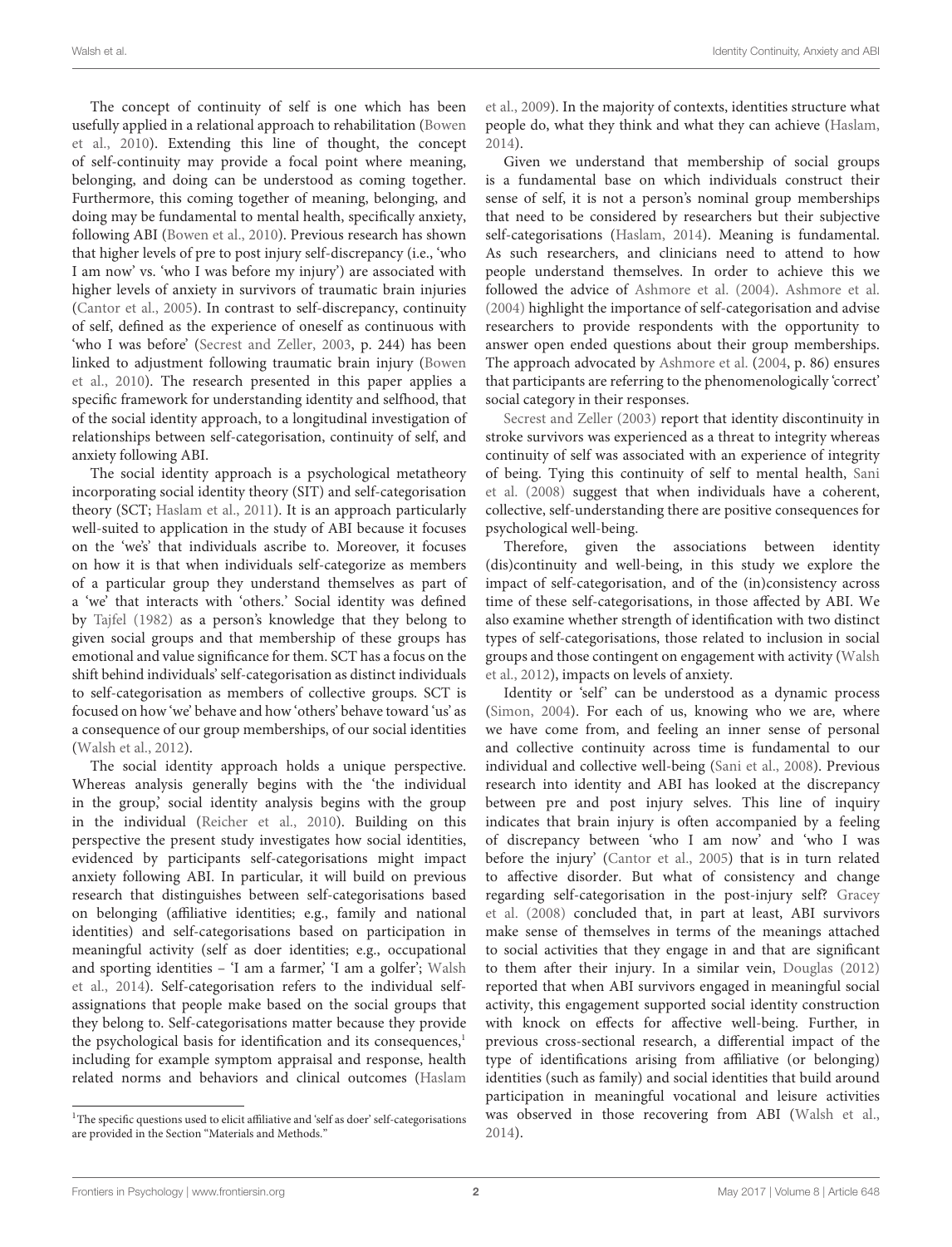The concept of continuity of self is one which has been usefully applied in a relational approach to rehabilitation (Bowen et al., 2010). Extending this line of thought, the concept of self-continuity may provide a focal point where meaning, belonging, and doing can be understood as coming together. Furthermore, this coming together of meaning, belonging, and doing may be fundamental to mental health, specifically anxiety, following ABI (Bowen et al., 2010). Previous research has shown that higher levels of pre to post injury self-discrepancy (i.e., 'who I am now' vs. 'who I was before my injury') are associated with higher levels of anxiety in survivors of traumatic brain injuries (Cantor et al., 2005). In contrast to self-discrepancy, continuity of self, defined as the experience of oneself as continuous with 'who I was before' (Secrest and Zeller, 2003, p. 244) has been linked to adjustment following traumatic brain injury (Bowen et al., 2010). The research presented in this paper applies a specific framework for understanding identity and selfhood, that of the social identity approach, to a longitudinal investigation of relationships between self-categorisation, continuity of self, and anxiety following ABI.

The social identity approach is a psychological metatheory incorporating social identity theory (SIT) and self-categorisation theory (SCT; Haslam et al., 2011). It is an approach particularly well-suited to application in the study of ABI because it focuses on the 'we's' that individuals ascribe to. Moreover, it focuses on how it is that when individuals self-categorize as members of a particular group they understand themselves as part of a 'we' that interacts with 'others.' Social identity was defined by Tajfel (1982) as a person's knowledge that they belong to given social groups and that membership of these groups has emotional and value significance for them. SCT has a focus on the shift behind individuals' self-categorisation as distinct individuals to self-categorisation as members of collective groups. SCT is focused on how 'we' behave and how 'others' behave toward 'us' as a consequence of our group memberships, of our social identities (Walsh et al., 2012).

The social identity approach holds a unique perspective. Whereas analysis generally begins with the 'the individual in the group,' social identity analysis begins with the group in the individual (Reicher et al., 2010). Building on this perspective the present study investigates how social identities, evidenced by participants self-categorisations might impact anxiety following ABI. In particular, it will build on previous research that distinguishes between self-categorisations based on belonging (affiliative identities; e.g., family and national identities) and self-categorisations based on participation in meaningful activity (self as doer identities; e.g., occupational and sporting identities – 'I am a farmer,' 'I am a golfer'; Walsh et al., 2014). Self-categorisation refers to the individual self-assignations that people make based on the social groups that they belong to. Self-categorisations matter because they provide the psychological basis for identification and its consequences,[1] including for example symptom appraisal and response, health related norms and behaviors and clinical outcomes (Haslam et al., 2009). In the majority of contexts, identities structure what people do, what they think and what they can achieve (Haslam, 2014).

Given we understand that membership of social groups is a fundamental base on which individuals construct their sense of self, it is not a person's nominal group memberships that need to be considered by researchers but their subjective self-categorisations (Haslam, 2014). Meaning is fundamental. As such researchers, and clinicians need to attend to how people understand themselves. In order to achieve this we followed the advice of Ashmore et al. (2004). Ashmore et al. (2004) highlight the importance of self-categorisation and advise researchers to provide respondents with the opportunity to answer open ended questions about their group memberships. The approach advocated by Ashmore et al. (2004, p. 86) ensures that participants are referring to the phenomenologically 'correct' social category in their responses.

Secrest and Zeller (2003) report that identity discontinuity in stroke survivors was experienced as a threat to integrity whereas continuity of self was associated with an experience of integrity of being. Tying this continuity of self to mental health, Sani et al. (2008) suggest that when individuals have a coherent, collective, self-understanding there are positive consequences for psychological well-being.

Therefore, given the associations between identity (dis)continuity and well-being, in this study we explore the impact of self-categorisation, and of the (in)consistency across time of these self-categorisations, in those affected by ABI. We also examine whether strength of identification with two distinct types of self-categorisations, those related to inclusion in social groups and those contingent on engagement with activity (Walsh et al., 2012), impacts on levels of anxiety.

Identity or 'self' can be understood as a dynamic process (Simon, 2004). For each of us, knowing who we are, where we have come from, and feeling an inner sense of personal and collective continuity across time is fundamental to our individual and collective well-being (Sani et al., 2008). Previous research into identity and ABI has looked at the discrepancy between pre and post injury selves. This line of inquiry indicates that brain injury is often accompanied by a feeling of discrepancy between 'who I am now' and 'who I was before the injury' (Cantor et al., 2005) that is in turn related to affective disorder. But what of consistency and change regarding self-categorisation in the post-injury self? Gracey et al. (2008) concluded that, in part at least, ABI survivors make sense of themselves in terms of the meanings attached to social activities that they engage in and that are significant to them after their injury. In a similar vein, Douglas (2012) reported that when ABI survivors engaged in meaningful social activity, this engagement supported social identity construction with knock on effects for affective well-being. Further, in previous cross-sectional research, a differential impact of the type of identifications arising from affiliative (or belonging) identities (such as family) and social identities that build around participation in meaningful vocational and leisure activities was observed in those recovering from ABI (Walsh et al., 2014).

[1]The specific questions used to elicit affiliative and 'self as doer' self-categorisations are provided in the Section "Materials and Methods."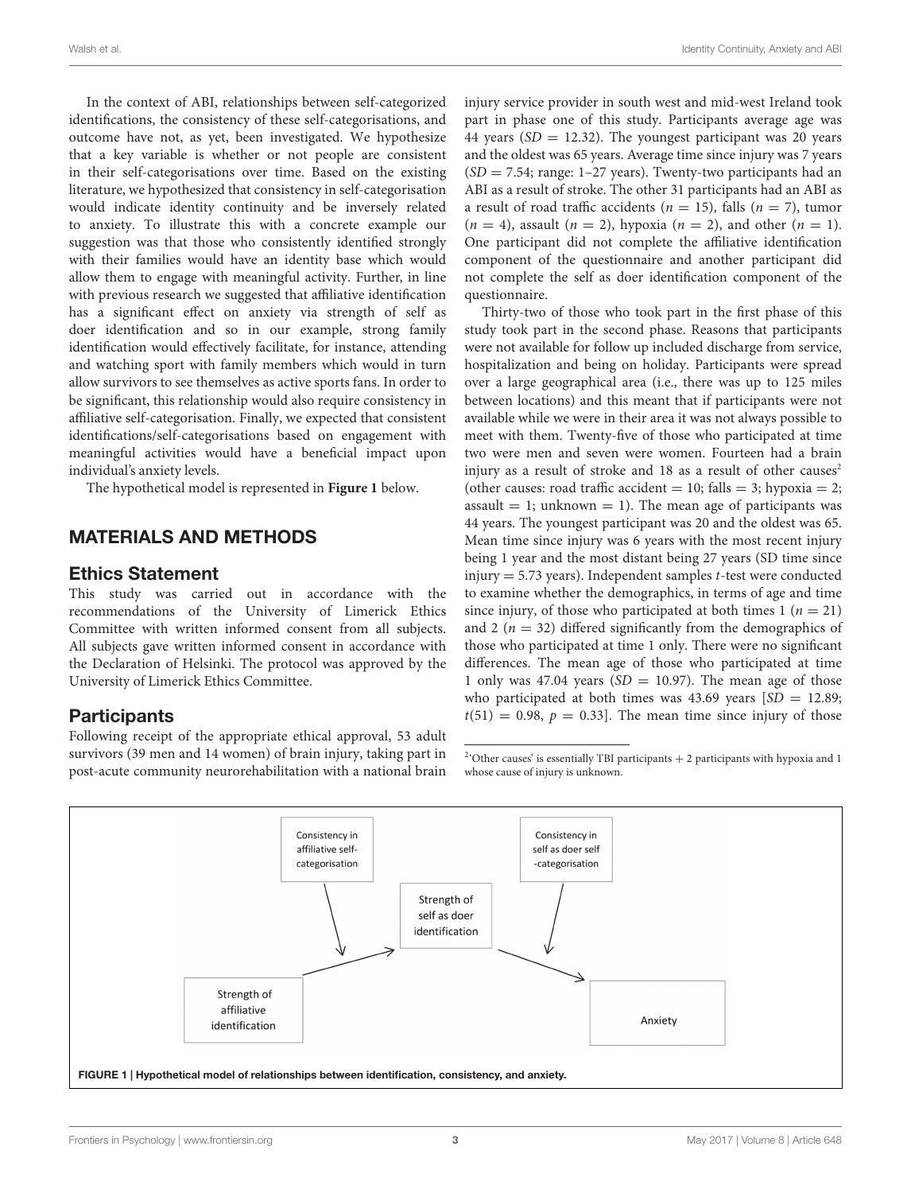In the context of ABI, relationships between self-categorized identifications, the consistency of these self-categorisations, and outcome have not, as yet, been investigated. We hypothesize that a key variable is whether or not people are consistent in their self-categorisations over time. Based on the existing literature, we hypothesized that consistency in self-categorisation would indicate identity continuity and be inversely related to anxiety. To illustrate this with a concrete example our suggestion was that those who consistently identified strongly with their families would have an identity base which would allow them to engage with meaningful activity. Further, in line with previous research we suggested that affiliative identification has a significant effect on anxiety via strength of self as doer identification and so in our example, strong family identification would effectively facilitate, for instance, attending and watching sport with family members which would in turn allow survivors to see themselves as active sports fans. In order to be significant, this relationship would also require consistency in affiliative self-categorisation. Finally, we expected that consistent identifications/self-categorisations based on engagement with meaningful activities would have a beneficial impact upon individual's anxiety levels.

The hypothetical model is represented in **Figure 1** below.

## MATERIALS AND METHODS

### Ethics Statement

This study was carried out in accordance with the recommendations of the University of Limerick Ethics Committee with written informed consent from all subjects. All subjects gave written informed consent in accordance with the Declaration of Helsinki. The protocol was approved by the University of Limerick Ethics Committee.

### Participants

Following receipt of the appropriate ethical approval, 53 adult survivors (39 men and 14 women) of brain injury, taking part in post-acute community neurorehabilitation with a national brain injury service provider in south west and mid-west Ireland took part in phase one of this study. Participants average age was 44 years ($SD = 12.32$). The youngest participant was 20 years and the oldest was 65 years. Average time since injury was 7 years ($SD = 7.54$; range: 1–27 years). Twenty-two participants had an ABI as a result of stroke. The other 31 participants had an ABI as a result of road traffic accidents ($n = 15$), falls ($n = 7$), tumor ($n = 4$), assault ($n = 2$), hypoxia ($n = 2$), and other ($n = 1$). One participant did not complete the affiliative identification component of the questionnaire and another participant did not complete the self as doer identification component of the questionnaire.

Thirty-two of those who took part in the first phase of this study took part in the second phase. Reasons that participants were not available for follow up included discharge from service, hospitalization and being on holiday. Participants were spread over a large geographical area (i.e., there was up to 125 miles between locations) and this meant that if participants were not available while we were in their area it was not always possible to meet with them. Twenty-five of those who participated at time two were men and seven were women. Fourteen had a brain injury as a result of stroke and 18 as a result of other causes[2] (other causes: road traffic accident = 10; falls = 3; hypoxia = 2; assault = 1; unknown = 1). The mean age of participants was 44 years. The youngest participant was 20 and the oldest was 65. Mean time since injury was 6 years with the most recent injury being 1 year and the most distant being 27 years (SD time since injury = 5.73 years). Independent samples *t*-test were conducted to examine whether the demographics, in terms of age and time since injury, of those who participated at both times 1 ($n = 21$) and 2 ($n = 32$) differed significantly from the demographics of those who participated at time 1 only. There were no significant differences. The mean age of those who participated at time 1 only was 47.04 years ($SD = 10.97$). The mean age of those who participated at both times was 43.69 years [$SD = 12.89$; $t(51) = 0.98$, $p = 0.33$]. The mean time since injury of those

[2]'Other causes' is essentially TBI participants + 2 participants with hypoxia and 1 whose cause of injury is unknown.

Consistency in affiliative self-categorisation → (moderates) Strength of affiliative identification → Strength of self as doer identification → Anxiety; Consistency in self as doer self-categorisation → (moderates) Strength of self as doer identification → Anxiety

**FIGURE 1 | Hypothetical model of relationships between identification, consistency, and anxiety.**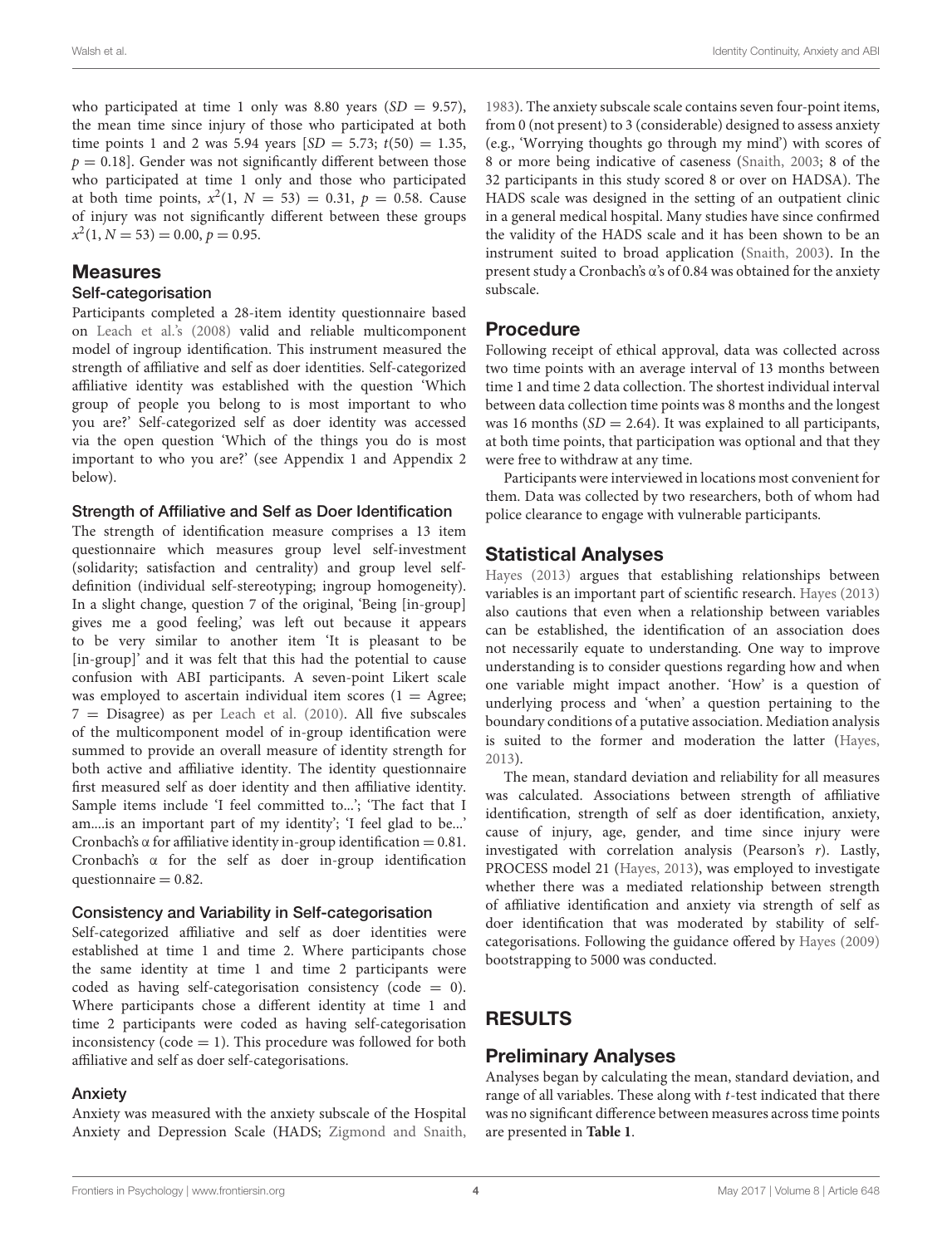who participated at time 1 only was 8.80 years ($SD = 9.57$), the mean time since injury of those who participated at both time points 1 and 2 was 5.94 years [$SD = 5.73$; $t(50) = 1.35$, $p = 0.18$]. Gender was not significantly different between those who participated at time 1 only and those who participated at both time points, $x^2(1, N = 53) = 0.31$, $p = 0.58$. Cause of injury was not significantly different between these groups $x^2(1, N = 53) = 0.00$, $p = 0.95$.

## Measures

### Self-categorisation

Participants completed a 28-item identity questionnaire based on Leach et al.'s (2008) valid and reliable multicomponent model of ingroup identification. This instrument measured the strength of affiliative and self as doer identities. Self-categorized affiliative identity was established with the question 'Which group of people you belong to is most important to who you are?' Self-categorized self as doer identity was accessed via the open question 'Which of the things you do is most important to who you are?' (see Appendix 1 and Appendix 2 below).

### Strength of Affiliative and Self as Doer Identification

The strength of identification measure comprises a 13 item questionnaire which measures group level self-investment (solidarity; satisfaction and centrality) and group level self-definition (individual self-stereotyping; ingroup homogeneity). In a slight change, question 7 of the original, 'Being [in-group] gives me a good feeling,' was left out because it appears to be very similar to another item 'It is pleasant to be [in-group]' and it was felt that this had the potential to cause confusion with ABI participants. A seven-point Likert scale was employed to ascertain individual item scores (1 = Agree; 7 = Disagree) as per Leach et al. (2010). All five subscales of the multicomponent model of in-group identification were summed to provide an overall measure of identity strength for both active and affiliative identity. The identity questionnaire first measured self as doer identity and then affiliative identity. Sample items include 'I feel committed to...'; 'The fact that I am....is an important part of my identity'; 'I feel glad to be...' Cronbach's $\alpha$ for affiliative identity in-group identification = 0.81. Cronbach's $\alpha$ for the self as doer in-group identification questionnaire = 0.82.

### Consistency and Variability in Self-categorisation

Self-categorized affiliative and self as doer identities were established at time 1 and time 2. Where participants chose the same identity at time 1 and time 2 participants were coded as having self-categorisation consistency (code = 0). Where participants chose a different identity at time 1 and time 2 participants were coded as having self-categorisation inconsistency (code = 1). This procedure was followed for both affiliative and self as doer self-categorisations.

### Anxiety

Anxiety was measured with the anxiety subscale of the Hospital Anxiety and Depression Scale (HADS; Zigmond and Snaith, 1983). The anxiety subscale scale contains seven four-point items, from 0 (not present) to 3 (considerable) designed to assess anxiety (e.g., 'Worrying thoughts go through my mind') with scores of 8 or more being indicative of caseness (Snaith, 2003; 8 of the 32 participants in this study scored 8 or over on HADSA). The HADS scale was designed in the setting of an outpatient clinic in a general medical hospital. Many studies have since confirmed the validity of the HADS scale and it has been shown to be an instrument suited to broad application (Snaith, 2003). In the present study a Cronbach's $\alpha$'s of 0.84 was obtained for the anxiety subscale.

## Procedure

Following receipt of ethical approval, data was collected across two time points with an average interval of 13 months between time 1 and time 2 data collection. The shortest individual interval between data collection time points was 8 months and the longest was 16 months ($SD = 2.64$). It was explained to all participants, at both time points, that participation was optional and that they were free to withdraw at any time.

Participants were interviewed in locations most convenient for them. Data was collected by two researchers, both of whom had police clearance to engage with vulnerable participants.

## Statistical Analyses

Hayes (2013) argues that establishing relationships between variables is an important part of scientific research. Hayes (2013) also cautions that even when a relationship between variables can be established, the identification of an association does not necessarily equate to understanding. One way to improve understanding is to consider questions regarding how and when one variable might impact another. 'How' is a question of underlying process and 'when' a question pertaining to the boundary conditions of a putative association. Mediation analysis is suited to the former and moderation the latter (Hayes, 2013).

The mean, standard deviation and reliability for all measures was calculated. Associations between strength of affiliative identification, strength of self as doer identification, anxiety, cause of injury, age, gender, and time since injury were investigated with correlation analysis (Pearson's $r$). Lastly, PROCESS model 21 (Hayes, 2013), was employed to investigate whether there was a mediated relationship between strength of affiliative identification and anxiety via strength of self as doer identification that was moderated by stability of self-categorisations. Following the guidance offered by Hayes (2009) bootstrapping to 5000 was conducted.

# RESULTS

## Preliminary Analyses

Analyses began by calculating the mean, standard deviation, and range of all variables. These along with $t$-test indicated that there was no significant difference between measures across time points are presented in **Table 1**.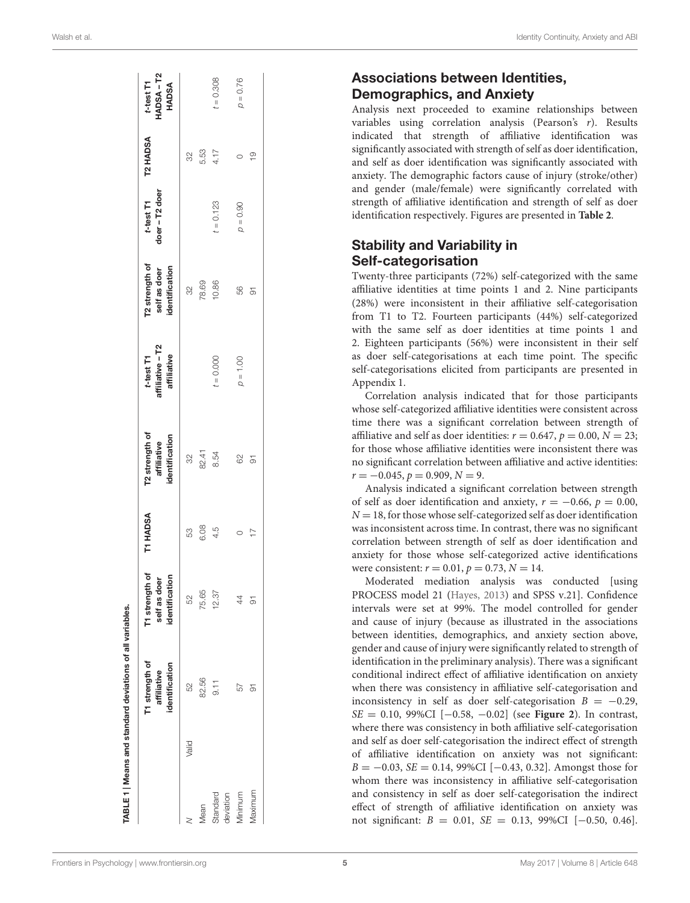TABLE 1 | Means and standard deviations of all variables.

| | | T1 strength of affiliative identification | T1 strength of self as doer identification | T1 HADSA | T2 strength of affiliative identification | t-test T1 affiliative – T2 affiliative | T2 strength of self as doer identification | t-test T1 doer – T2 doer | T2 HADSA | t-test T1 HADSA – T2 HADSA |
|---|---|---|---|---|---|---|---|---|---|---|
| N | Valid | 52 | 52 | 53 | 32 | | 32 | | 32 | |
| Mean | | 82.56 | 75.65 | 6.08 | 82.41 | | 78.69 | | 5.53 | |
| Standard deviation | | 9.11 | 12.37 | 4.5 | 8.54 | $t = 0.000$ | 10.86 | $t = 0.123$ | 4.17 | $t = 0.308$ |
| Minimum | | 57 | 44 | 0 | 62 | $p = 1.00$ | 56 | $p = 0.90$ | 0 | $p = 0.76$ |
| Maximum | | 91 | 91 | 17 | 91 | | 91 | | 19 | |

## Associations between Identities, Demographics, and Anxiety

Analysis next proceeded to examine relationships between variables using correlation analysis (Pearson's $r$). Results indicated that strength of affiliative identification was significantly associated with strength of self as doer identification, and self as doer identification was significantly associated with anxiety. The demographic factors cause of injury (stroke/other) and gender (male/female) were significantly correlated with strength of affiliative identification and strength of self as doer identification respectively. Figures are presented in **Table 2**.

## Stability and Variability in Self-categorisation

Twenty-three participants (72%) self-categorized with the same affiliative identities at time points 1 and 2. Nine participants (28%) were inconsistent in their affiliative self-categorisation from T1 to T2. Fourteen participants (44%) self-categorized with the same self as doer identities at time points 1 and 2. Eighteen participants (56%) were inconsistent in their self as doer self-categorisations at each time point. The specific self-categorisations elicited from participants are presented in Appendix 1.

Correlation analysis indicated that for those participants whose self-categorized affiliative identities were consistent across time there was a significant correlation between strength of affiliative and self as doer identities: $r = 0.647$, $p = 0.00$, $N = 23$; for those whose affiliative identities were inconsistent there was no significant correlation between affiliative and active identities: $r = -0.045$, $p = 0.909$, $N = 9$.

Analysis indicated a significant correlation between strength of self as doer identification and anxiety, $r = -0.66$, $p = 0.00$, $N = 18$, for those whose self-categorized self as doer identification was inconsistent across time. In contrast, there was no significant correlation between strength of self as doer identification and anxiety for those whose self-categorized active identifications were consistent: $r = 0.01$, $p = 0.73$, $N = 14$.

Moderated mediation analysis was conducted [using PROCESS model 21 (Hayes, 2013) and SPSS v.21]. Confidence intervals were set at 99%. The model controlled for gender and cause of injury (because as illustrated in the associations between identities, demographics, and anxiety section above, gender and cause of injury were significantly related to strength of identification in the preliminary analysis). There was a significant conditional indirect effect of affiliative identification on anxiety when there was consistency in affiliative self-categorisation and inconsistency in self as doer self-categorisation $B = -0.29$, $SE = 0.10$, 99%CI [−0.58, −0.02] (see **Figure 2**). In contrast, where there was consistency in both affiliative self-categorisation and self as doer self-categorisation the indirect effect of strength of affiliative identification on anxiety was not significant: $B = -0.03$, $SE = 0.14$, 99%CI [−0.43, 0.32]. Amongst those for whom there was inconsistency in affiliative self-categorisation and consistency in self as doer self-categorisation the indirect effect of strength of affiliative identification on anxiety was not significant: $B = 0.01$, $SE = 0.13$, 99%CI [−0.50, 0.46].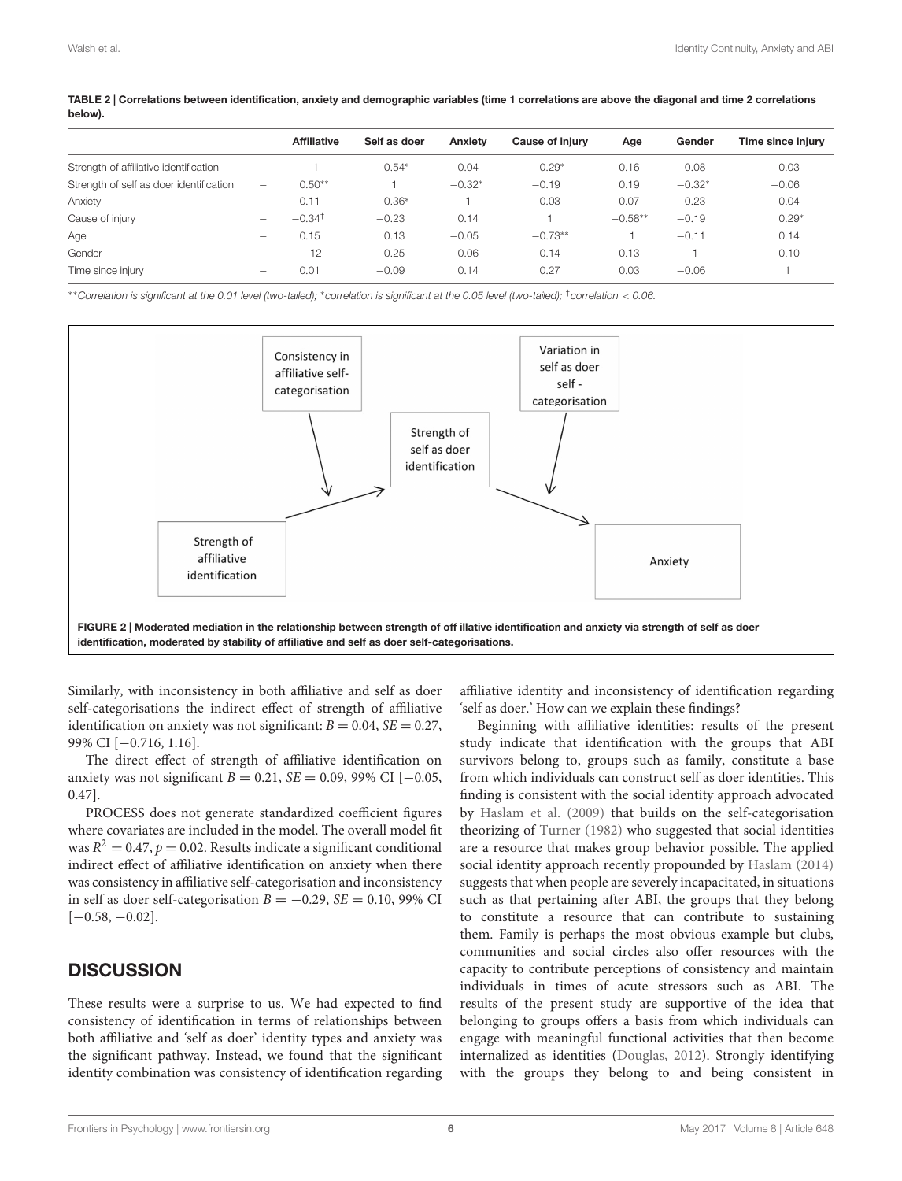**TABLE 2 | Correlations between identification, anxiety and demographic variables (time 1 correlations are above the diagonal and time 2 correlations below).**

| | | Affiliative | Self as doer | Anxiety | Cause of injury | Age | Gender | Time since injury |
|---|---|---|---|---|---|---|---|---|
| Strength of affiliative identification | – | 1 | 0.54* | −0.04 | −0.29* | 0.16 | 0.08 | −0.03 |
| Strength of self as doer identification | – | 0.50** | 1 | −0.32* | −0.19 | 0.19 | −0.32* | −0.06 |
| Anxiety | – | 0.11 | −0.36* | 1 | −0.03 | −0.07 | 0.23 | 0.04 |
| Cause of injury | – | −0.34† | −0.23 | 0.14 | 1 | −0.58** | −0.19 | 0.29* |
| Age | – | 0.15 | 0.13 | −0.05 | −0.73** | 1 | −0.11 | 0.14 |
| Gender | – | 12 | −0.25 | 0.06 | −0.14 | 0.13 | 1 | −0.10 |
| Time since injury | – | 0.01 | −0.09 | 0.14 | 0.27 | 0.03 | −0.06 | 1 |

**Correlation is significant at the 0.01 level (two-tailed); *correlation is significant at the 0.05 level (two-tailed); †correlation < 0.06.

Consistency in affiliative self-categorisation

Variation in self as doer self - categorisation

Strength of self as doer identification

Strength of affiliative identification

Anxiety

**FIGURE 2 | Moderated mediation in the relationship between strength of off illative identification and anxiety via strength of self as doer identification, moderated by stability of affiliative and self as doer self-categorisations.**

Similarly, with inconsistency in both affiliative and self as doer self-categorisations the indirect effect of strength of affiliative identification on anxiety was not significant: $B = 0.04$, $SE = 0.27$, 99% CI [−0.716, 1.16].

The direct effect of strength of affiliative identification on anxiety was not significant $B = 0.21$, $SE = 0.09$, 99% CI [−0.05, 0.47].

PROCESS does not generate standardized coefficient figures where covariates are included in the model. The overall model fit was $R^2 = 0.47$, $p = 0.02$. Results indicate a significant conditional indirect effect of affiliative identification on anxiety when there was consistency in affiliative self-categorisation and inconsistency in self as doer self-categorisation $B = -0.29$, $SE = 0.10$, 99% CI [−0.58, −0.02].

## DISCUSSION

These results were a surprise to us. We had expected to find consistency of identification in terms of relationships between both affiliative and 'self as doer' identity types and anxiety was the significant pathway. Instead, we found that the significant identity combination was consistency of identification regarding affiliative identity and inconsistency of identification regarding 'self as doer.' How can we explain these findings?

Beginning with affiliative identities: results of the present study indicate that identification with the groups that ABI survivors belong to, groups such as family, constitute a base from which individuals can construct self as doer identities. This finding is consistent with the social identity approach advocated by Haslam et al. (2009) that builds on the self-categorisation theorizing of Turner (1982) who suggested that social identities are a resource that makes group behavior possible. The applied social identity approach recently propounded by Haslam (2014) suggests that when people are severely incapacitated, in situations such as that pertaining after ABI, the groups that they belong to constitute a resource that can contribute to sustaining them. Family is perhaps the most obvious example but clubs, communities and social circles also offer resources with the capacity to contribute perceptions of consistency and maintain individuals in times of acute stressors such as ABI. The results of the present study are supportive of the idea that belonging to groups offers a basis from which individuals can engage with meaningful functional activities that then become internalized as identities (Douglas, 2012). Strongly identifying with the groups they belong to and being consistent in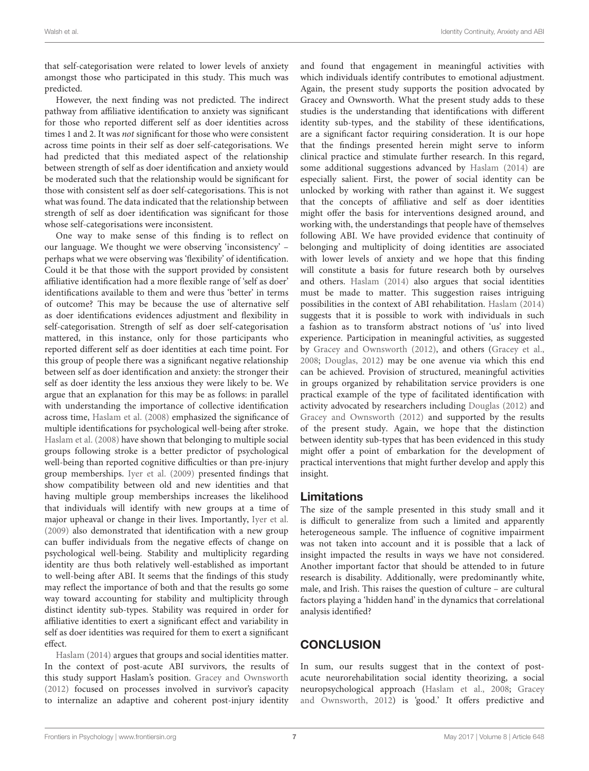that self-categorisation were related to lower levels of anxiety amongst those who participated in this study. This much was predicted.

However, the next finding was not predicted. The indirect pathway from affiliative identification to anxiety was significant for those who reported different self as doer identities across times 1 and 2. It was *not* significant for those who were consistent across time points in their self as doer self-categorisations. We had predicted that this mediated aspect of the relationship between strength of self as doer identification and anxiety would be moderated such that the relationship would be significant for those with consistent self as doer self-categorisations. This is not what was found. The data indicated that the relationship between strength of self as doer identification was significant for those whose self-categorisations were inconsistent.

One way to make sense of this finding is to reflect on our language. We thought we were observing 'inconsistency' – perhaps what we were observing was 'flexibility' of identification. Could it be that those with the support provided by consistent affiliative identification had a more flexible range of 'self as doer' identifications available to them and were thus 'better' in terms of outcome? This may be because the use of alternative self as doer identifications evidences adjustment and flexibility in self-categorisation. Strength of self as doer self-categorisation mattered, in this instance, only for those participants who reported different self as doer identities at each time point. For this group of people there was a significant negative relationship between self as doer identification and anxiety: the stronger their self as doer identity the less anxious they were likely to be. We argue that an explanation for this may be as follows: in parallel with understanding the importance of collective identification across time, Haslam et al. (2008) emphasized the significance of multiple identifications for psychological well-being after stroke. Haslam et al. (2008) have shown that belonging to multiple social groups following stroke is a better predictor of psychological well-being than reported cognitive difficulties or than pre-injury group memberships. Iyer et al. (2009) presented findings that show compatibility between old and new identities and that having multiple group memberships increases the likelihood that individuals will identify with new groups at a time of major upheaval or change in their lives. Importantly, Iyer et al. (2009) also demonstrated that identification with a new group can buffer individuals from the negative effects of change on psychological well-being. Stability and multiplicity regarding identity are thus both relatively well-established as important to well-being after ABI. It seems that the findings of this study may reflect the importance of both and that the results go some way toward accounting for stability and multiplicity through distinct identity sub-types. Stability was required in order for affiliative identities to exert a significant effect and variability in self as doer identities was required for them to exert a significant effect.

Haslam (2014) argues that groups and social identities matter. In the context of post-acute ABI survivors, the results of this study support Haslam's position. Gracey and Ownsworth (2012) focused on processes involved in survivor's capacity to internalize an adaptive and coherent post-injury identity and found that engagement in meaningful activities with which individuals identify contributes to emotional adjustment. Again, the present study supports the position advocated by Gracey and Ownsworth. What the present study adds to these studies is the understanding that identifications with different identity sub-types, and the stability of these identifications, are a significant factor requiring consideration. It is our hope that the findings presented herein might serve to inform clinical practice and stimulate further research. In this regard, some additional suggestions advanced by Haslam (2014) are especially salient. First, the power of social identity can be unlocked by working with rather than against it. We suggest that the concepts of affiliative and self as doer identities might offer the basis for interventions designed around, and working with, the understandings that people have of themselves following ABI. We have provided evidence that continuity of belonging and multiplicity of doing identities are associated with lower levels of anxiety and we hope that this finding will constitute a basis for future research both by ourselves and others. Haslam (2014) also argues that social identities must be made to matter. This suggestion raises intriguing possibilities in the context of ABI rehabilitation. Haslam (2014) suggests that it is possible to work with individuals in such a fashion as to transform abstract notions of 'us' into lived experience. Participation in meaningful activities, as suggested by Gracey and Ownsworth (2012), and others (Gracey et al., 2008; Douglas, 2012) may be one avenue via which this end can be achieved. Provision of structured, meaningful activities in groups organized by rehabilitation service providers is one practical example of the type of facilitated identification with activity advocated by researchers including Douglas (2012) and Gracey and Ownsworth (2012) and supported by the results of the present study. Again, we hope that the distinction between identity sub-types that has been evidenced in this study might offer a point of embarkation for the development of practical interventions that might further develop and apply this insight.

## Limitations

The size of the sample presented in this study small and it is difficult to generalize from such a limited and apparently heterogeneous sample. The influence of cognitive impairment was not taken into account and it is possible that a lack of insight impacted the results in ways we have not considered. Another important factor that should be attended to in future research is disability. Additionally, were predominantly white, male, and Irish. This raises the question of culture – are cultural factors playing a 'hidden hand' in the dynamics that correlational analysis identified?

# CONCLUSION

In sum, our results suggest that in the context of post-acute neurorehabilitation social identity theorizing, a social neuropsychological approach (Haslam et al., 2008; Gracey and Ownsworth, 2012) is 'good.' It offers predictive and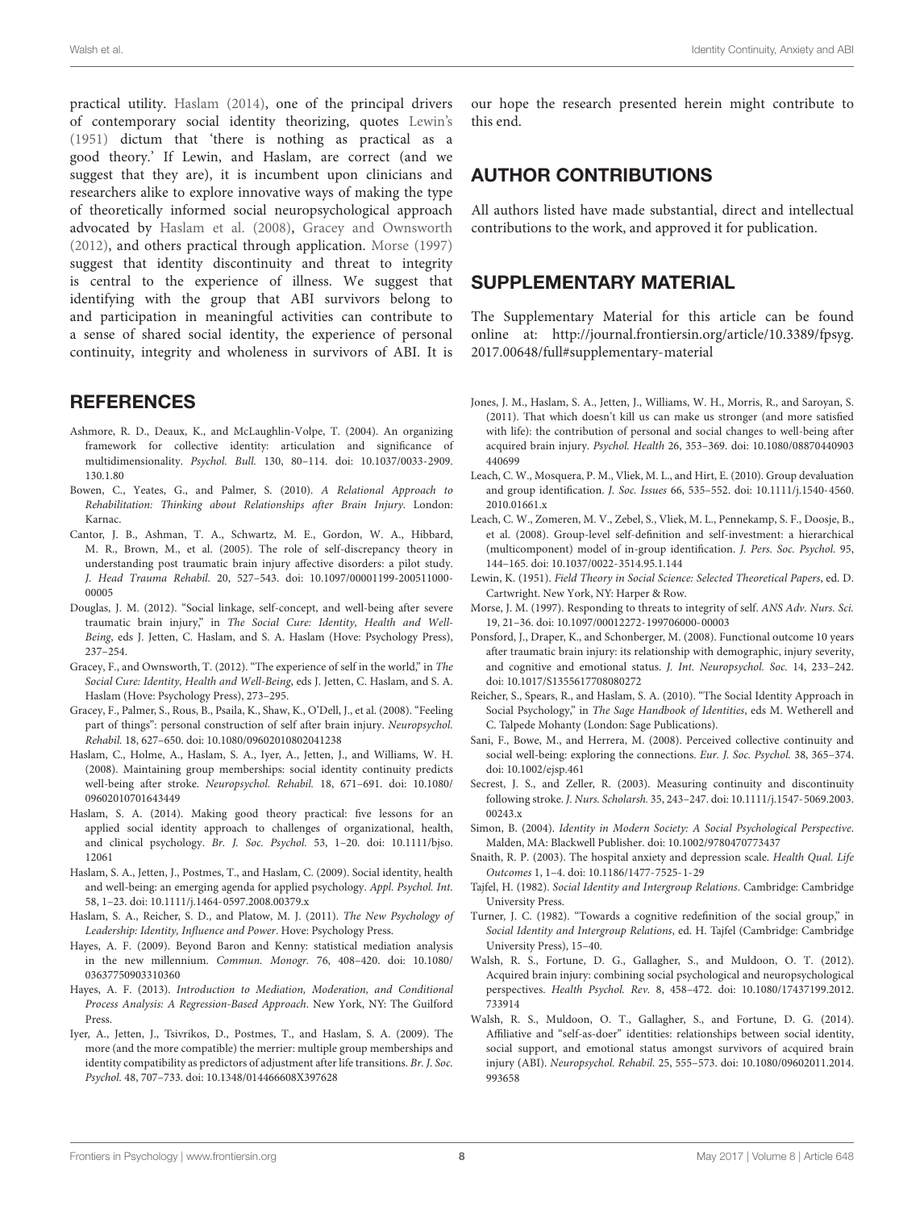practical utility. Haslam (2014), one of the principal drivers of contemporary social identity theorizing, quotes Lewin's (1951) dictum that 'there is nothing as practical as a good theory.' If Lewin, and Haslam, are correct (and we suggest that they are), it is incumbent upon clinicians and researchers alike to explore innovative ways of making the type of theoretically informed social neuropsychological approach advocated by Haslam et al. (2008), Gracey and Ownsworth (2012), and others practical through application. Morse (1997) suggest that identity discontinuity and threat to integrity is central to the experience of illness. We suggest that identifying with the group that ABI survivors belong to and participation in meaningful activities can contribute to a sense of shared social identity, the experience of personal continuity, integrity and wholeness in survivors of ABI. It is our hope the research presented herein might contribute to this end.

## AUTHOR CONTRIBUTIONS

All authors listed have made substantial, direct and intellectual contributions to the work, and approved it for publication.

## SUPPLEMENTARY MATERIAL

The Supplementary Material for this article can be found online at: http://journal.frontiersin.org/article/10.3389/fpsyg.2017.00648/full#supplementary-material

## REFERENCES

Ashmore, R. D., Deaux, K., and McLaughlin-Volpe, T. (2004). An organizing framework for collective identity: articulation and significance of multidimensionality. *Psychol. Bull.* 130, 80–114. doi: 10.1037/0033-2909.130.1.80

Bowen, C., Yeates, G., and Palmer, S. (2010). *A Relational Approach to Rehabilitation: Thinking about Relationships after Brain Injury*. London: Karnac.

Cantor, J. B., Ashman, T. A., Schwartz, M. E., Gordon, W. A., Hibbard, M. R., Brown, M., et al. (2005). The role of self-discrepancy theory in understanding post traumatic brain injury affective disorders: a pilot study. *J. Head Trauma Rehabil.* 20, 527–543. doi: 10.1097/00001199-200511000-00005

Douglas, J. M. (2012). "Social linkage, self-concept, and well-being after severe traumatic brain injury," in *The Social Cure: Identity, Health and Well-Being*, eds J. Jetten, C. Haslam, and S. A. Haslam (Hove: Psychology Press), 237–254.

Gracey, F., and Ownsworth, T. (2012). "The experience of self in the world," in *The Social Cure: Identity, Health and Well-Being*, eds J. Jetten, C. Haslam, and S. A. Haslam (Hove: Psychology Press), 273–295.

Gracey, F., Palmer, S., Rous, B., Psaila, K., Shaw, K., O'Dell, J., et al. (2008). "Feeling part of things": personal construction of self after brain injury. *Neuropsychol. Rehabil.* 18, 627–650. doi: 10.1080/09602010802041238

Haslam, C., Holme, A., Haslam, S. A., Iyer, A., Jetten, J., and Williams, W. H. (2008). Maintaining group memberships: social identity continuity predicts well-being after stroke. *Neuropsychol. Rehabil.* 18, 671–691. doi: 10.1080/09602010701643449

Haslam, S. A. (2014). Making good theory practical: five lessons for an applied social identity approach to challenges of organizational, health, and clinical psychology. *Br. J. Soc. Psychol.* 53, 1–20. doi: 10.1111/bjso.12061

Haslam, S. A., Jetten, J., Postmes, T., and Haslam, C. (2009). Social identity, health and well-being: an emerging agenda for applied psychology. *Appl. Psychol. Int.* 58, 1–23. doi: 10.1111/j.1464-0597.2008.00379.x

Haslam, S. A., Reicher, S. D., and Platow, M. J. (2011). *The New Psychology of Leadership: Identity, Influence and Power*. Hove: Psychology Press.

Hayes, A. F. (2009). Beyond Baron and Kenny: statistical mediation analysis in the new millennium. *Commun. Monogr.* 76, 408–420. doi: 10.1080/03637750903310360

Hayes, A. F. (2013). *Introduction to Mediation, Moderation, and Conditional Process Analysis: A Regression-Based Approach*. New York, NY: The Guilford Press.

Iyer, A., Jetten, J., Tsivrikos, D., Postmes, T., and Haslam, S. A. (2009). The more (and the more compatible) the merrier: multiple group memberships and identity compatibility as predictors of adjustment after life transitions. *Br. J. Soc. Psychol.* 48, 707–733. doi: 10.1348/014466608X397628

Jones, J. M., Haslam, S. A., Jetten, J., Williams, W. H., Morris, R., and Saroyan, S. (2011). That which doesn't kill us can make us stronger (and more satisfied with life): the contribution of personal and social changes to well-being after acquired brain injury. *Psychol. Health* 26, 353–369. doi: 10.1080/08870440903440699

Leach, C. W., Mosquera, P. M., Vliek, M. L., and Hirt, E. (2010). Group devaluation and group identification. *J. Soc. Issues* 66, 535–552. doi: 10.1111/j.1540-4560.2010.01661.x

Leach, C. W., Zomeren, M. V., Zebel, S., Vliek, M. L., Pennekamp, S. F., Doosje, B., et al. (2008). Group-level self-definition and self-investment: a hierarchical (multicomponent) model of in-group identification. *J. Pers. Soc. Psychol.* 95, 144–165. doi: 10.1037/0022-3514.95.1.144

Lewin, K. (1951). *Field Theory in Social Science: Selected Theoretical Papers*, ed. D. Cartwright. New York, NY: Harper & Row.

Morse, J. M. (1997). Responding to threats to integrity of self. *ANS Adv. Nurs. Sci.* 19, 21–36. doi: 10.1097/00012272-199706000-00003

Ponsford, J., Draper, K., and Schonberger, M. (2008). Functional outcome 10 years after traumatic brain injury: its relationship with demographic, injury severity, and cognitive and emotional status. *J. Int. Neuropsychol. Soc.* 14, 233–242. doi: 10.1017/S1355617708080272

Reicher, S., Spears, R., and Haslam, S. A. (2010). "The Social Identity Approach in Social Psychology," in *The Sage Handbook of Identities*, eds M. Wetherell and C. Talpede Mohanty (London: Sage Publications).

Sani, F., Bowe, M., and Herrera, M. (2008). Perceived collective continuity and social well-being: exploring the connections. *Eur. J. Soc. Psychol.* 38, 365–374. doi: 10.1002/ejsp.461

Secrest, J. S., and Zeller, R. (2003). Measuring continuity and discontinuity following stroke. *J. Nurs. Scholarsh.* 35, 243–247. doi: 10.1111/j.1547-5069.2003.00243.x

Simon, B. (2004). *Identity in Modern Society: A Social Psychological Perspective*. Malden, MA: Blackwell Publisher. doi: 10.1002/9780470773437

Snaith, R. P. (2003). The hospital anxiety and depression scale. *Health Qual. Life Outcomes* 1, 1–4. doi: 10.1186/1477-7525-1-29

Tajfel, H. (1982). *Social Identity and Intergroup Relations*. Cambridge: Cambridge University Press.

Turner, J. C. (1982). "Towards a cognitive redefinition of the social group," in *Social Identity and Intergroup Relations*, ed. H. Tajfel (Cambridge: Cambridge University Press), 15–40.

Walsh, R. S., Fortune, D. G., Gallagher, S., and Muldoon, O. T. (2012). Acquired brain injury: combining social psychological and neuropsychological perspectives. *Health Psychol. Rev.* 8, 458–472. doi: 10.1080/17437199.2012.733914

Walsh, R. S., Muldoon, O. T., Gallagher, S., and Fortune, D. G. (2014). Affiliative and "self-as-doer" identities: relationships between social identity, social support, and emotional status amongst survivors of acquired brain injury (ABI). *Neuropsychol. Rehabil.* 25, 555–573. doi: 10.1080/09602011.2014.993658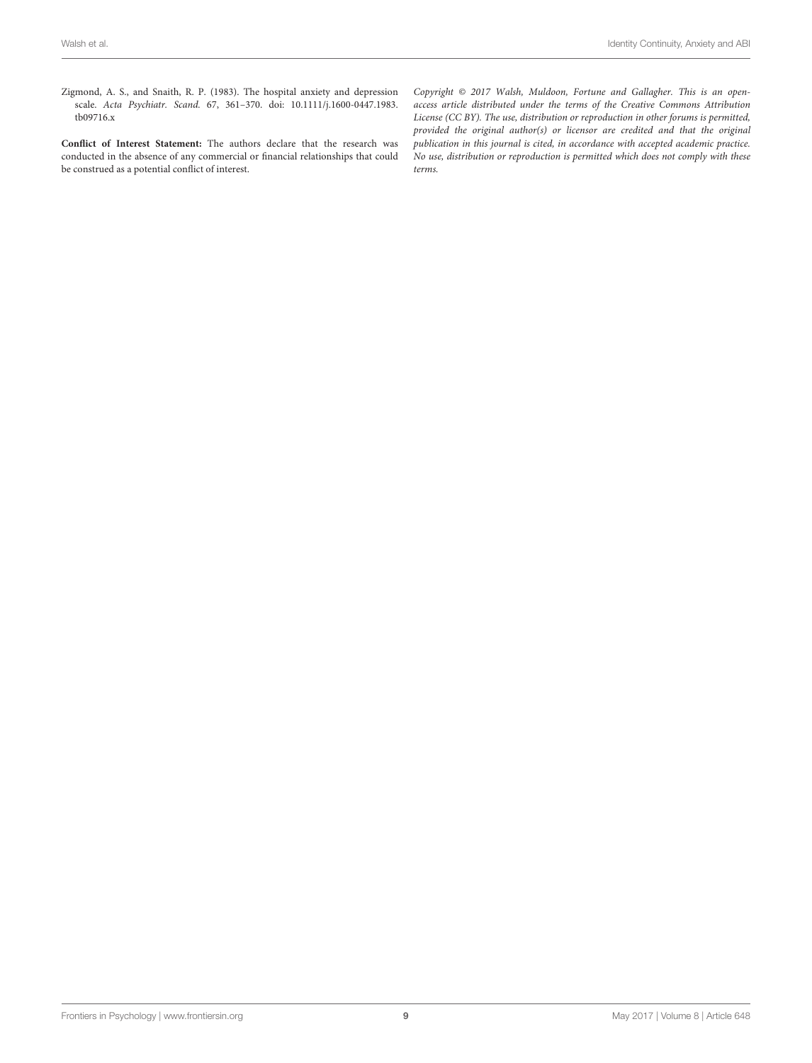Zigmond, A. S., and Snaith, R. P. (1983). The hospital anxiety and depression scale. *Acta Psychiatr. Scand.* 67, 361–370. doi: 10.1111/j.1600-0447.1983.tb09716.x

**Conflict of Interest Statement:** The authors declare that the research was conducted in the absence of any commercial or financial relationships that could be construed as a potential conflict of interest.

*Copyright © 2017 Walsh, Muldoon, Fortune and Gallagher. This is an open-access article distributed under the terms of the Creative Commons Attribution License (CC BY). The use, distribution or reproduction in other forums is permitted, provided the original author(s) or licensor are credited and that the original publication in this journal is cited, in accordance with accepted academic practice. No use, distribution or reproduction is permitted which does not comply with these terms.*